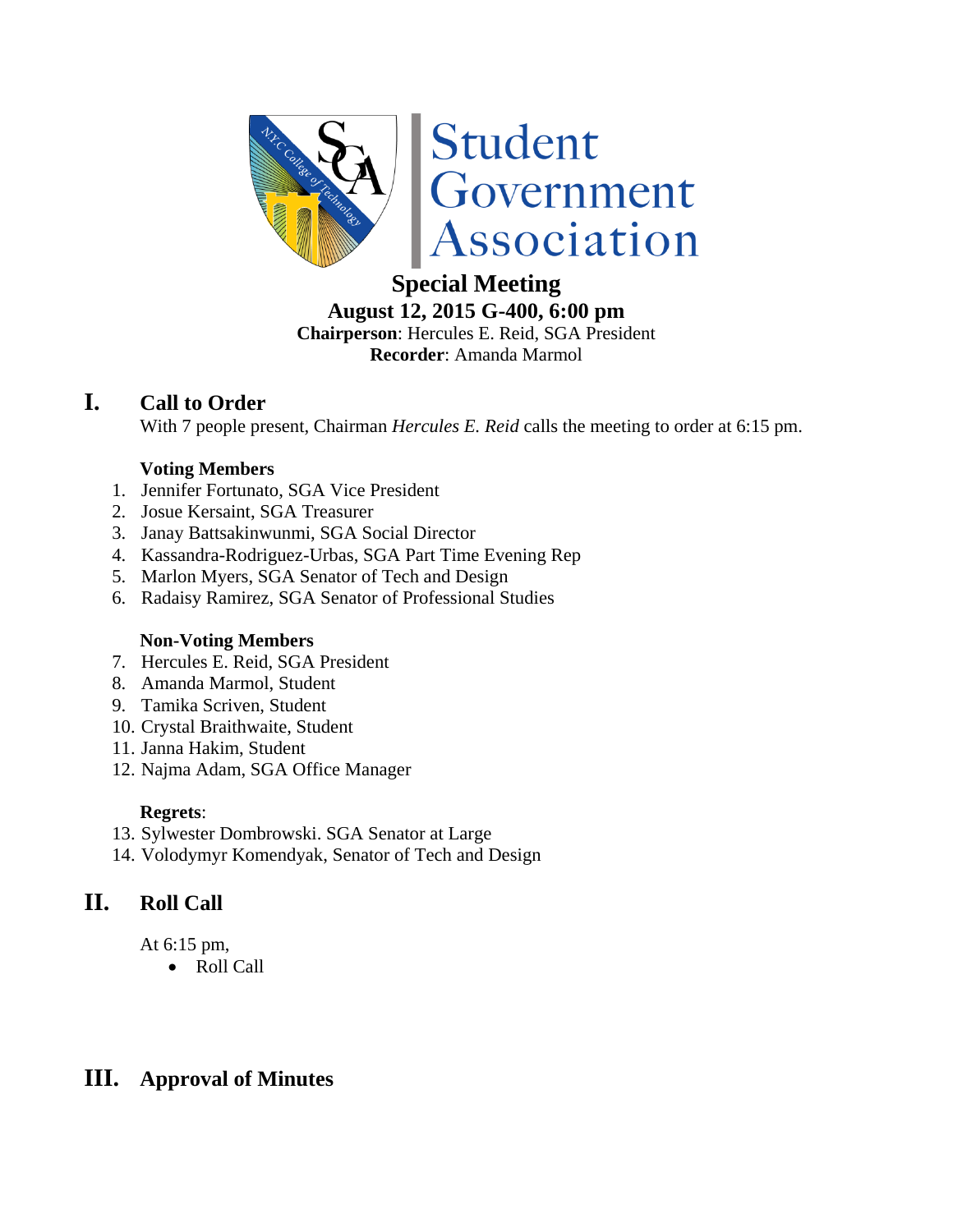Student Government Association

**Special Meeting**

**August 12, 2015 G-400, 6:00 pm**

**Chairperson**: Hercules E. Reid, SGA President

**Recorder**: Amanda Marmol

# I. Call to Order

With 7 people present, Chairman *Hercules E. Reid* calls the meeting to order at 6:15 pm.

**Voting Members**

1. Jennifer Fortunato, SGA Vice President
2. Josue Kersaint, SGA Treasurer
3. Janay Battsakinwunmi, SGA Social Director
4. Kassandra-Rodriguez-Urbas, SGA Part Time Evening Rep
5. Marlon Myers, SGA Senator of Tech and Design
6. Radaisy Ramirez, SGA Senator of Professional Studies

**Non-Voting Members**

7. Hercules E. Reid, SGA President
8. Amanda Marmol, Student
9. Tamika Scriven, Student
10. Crystal Braithwaite, Student
11. Janna Hakim, Student
12. Najma Adam, SGA Office Manager

**Regrets**:

13. Sylwester Dombrowski. SGA Senator at Large
14. Volodymyr Komendyak, Senator of Tech and Design

# II. Roll Call

At 6:15 pm,

- Roll Call

# III. Approval of Minutes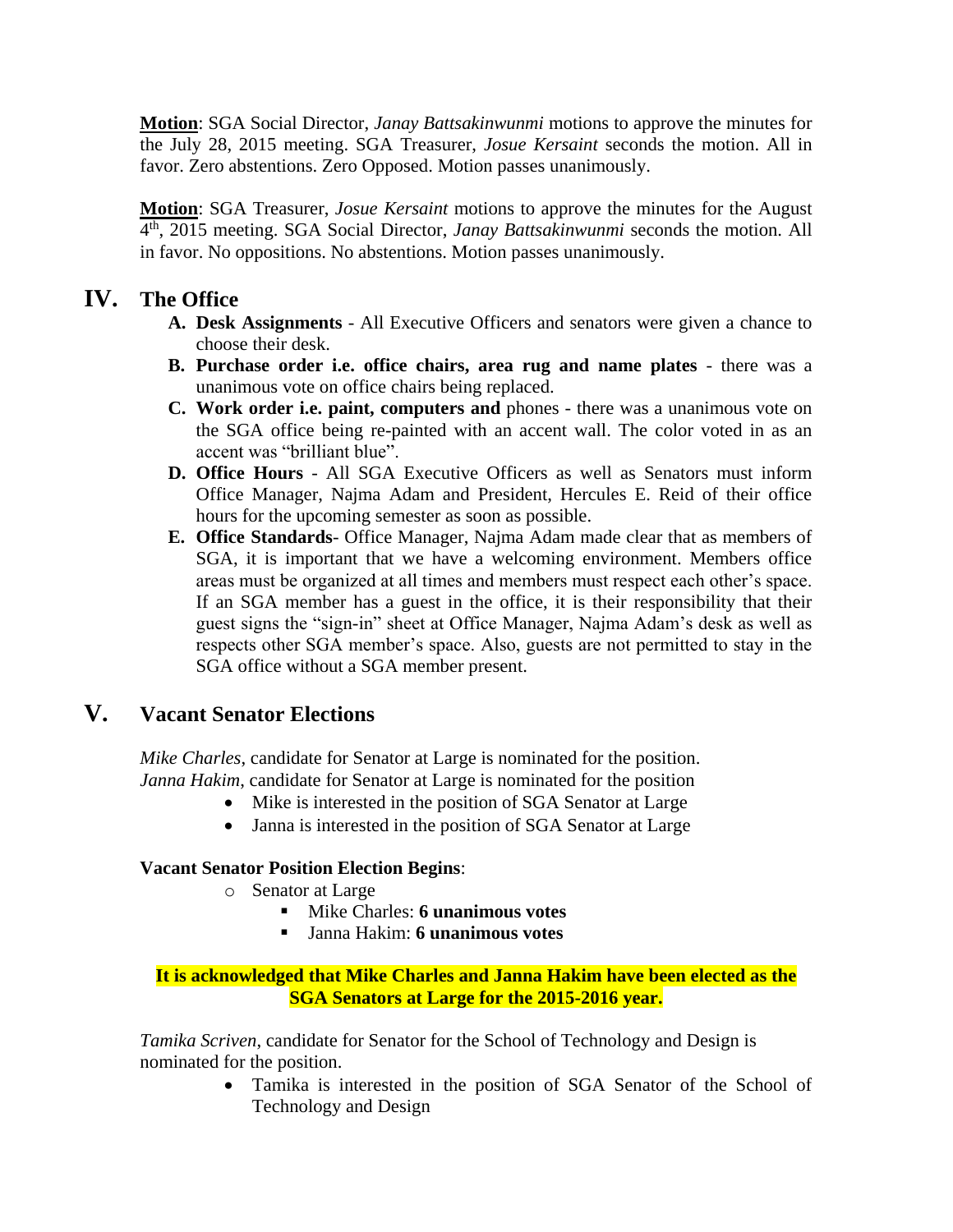**Motion**: SGA Social Director, *Janay Battsakinwunmi* motions to approve the minutes for the July 28, 2015 meeting. SGA Treasurer, *Josue Kersaint* seconds the motion. All in favor. Zero abstentions. Zero Opposed. Motion passes unanimously.

**Motion**: SGA Treasurer, *Josue Kersaint* motions to approve the minutes for the August 4th, 2015 meeting. SGA Social Director, *Janay Battsakinwunmi* seconds the motion. All in favor. No oppositions. No abstentions. Motion passes unanimously.

## IV. The Office

A. **Desk Assignments** - All Executive Officers and senators were given a chance to choose their desk.
B. **Purchase order i.e. office chairs, area rug and name plates** - there was a unanimous vote on office chairs being replaced.
C. **Work order i.e. paint, computers and** phones - there was a unanimous vote on the SGA office being re-painted with an accent wall. The color voted in as an accent was "brilliant blue".
D. **Office Hours** - All SGA Executive Officers as well as Senators must inform Office Manager, Najma Adam and President, Hercules E. Reid of their office hours for the upcoming semester as soon as possible.
E. **Office Standards**- Office Manager, Najma Adam made clear that as members of SGA, it is important that we have a welcoming environment. Members office areas must be organized at all times and members must respect each other's space. If an SGA member has a guest in the office, it is their responsibility that their guest signs the "sign-in" sheet at Office Manager, Najma Adam's desk as well as respects other SGA member's space. Also, guests are not permitted to stay in the SGA office without a SGA member present.

## V. Vacant Senator Elections

*Mike Charles*, candidate for Senator at Large is nominated for the position.
*Janna Hakim*, candidate for Senator at Large is nominated for the position

- Mike is interested in the position of SGA Senator at Large
- Janna is interested in the position of SGA Senator at Large

**Vacant Senator Position Election Begins**:

- Senator at Large
  - Mike Charles: **6 unanimous votes**
  - Janna Hakim: **6 unanimous votes**

**It is acknowledged that Mike Charles and Janna Hakim have been elected as the SGA Senators at Large for the 2015-2016 year.**

*Tamika Scriven*, candidate for Senator for the School of Technology and Design is nominated for the position.

- Tamika is interested in the position of SGA Senator of the School of Technology and Design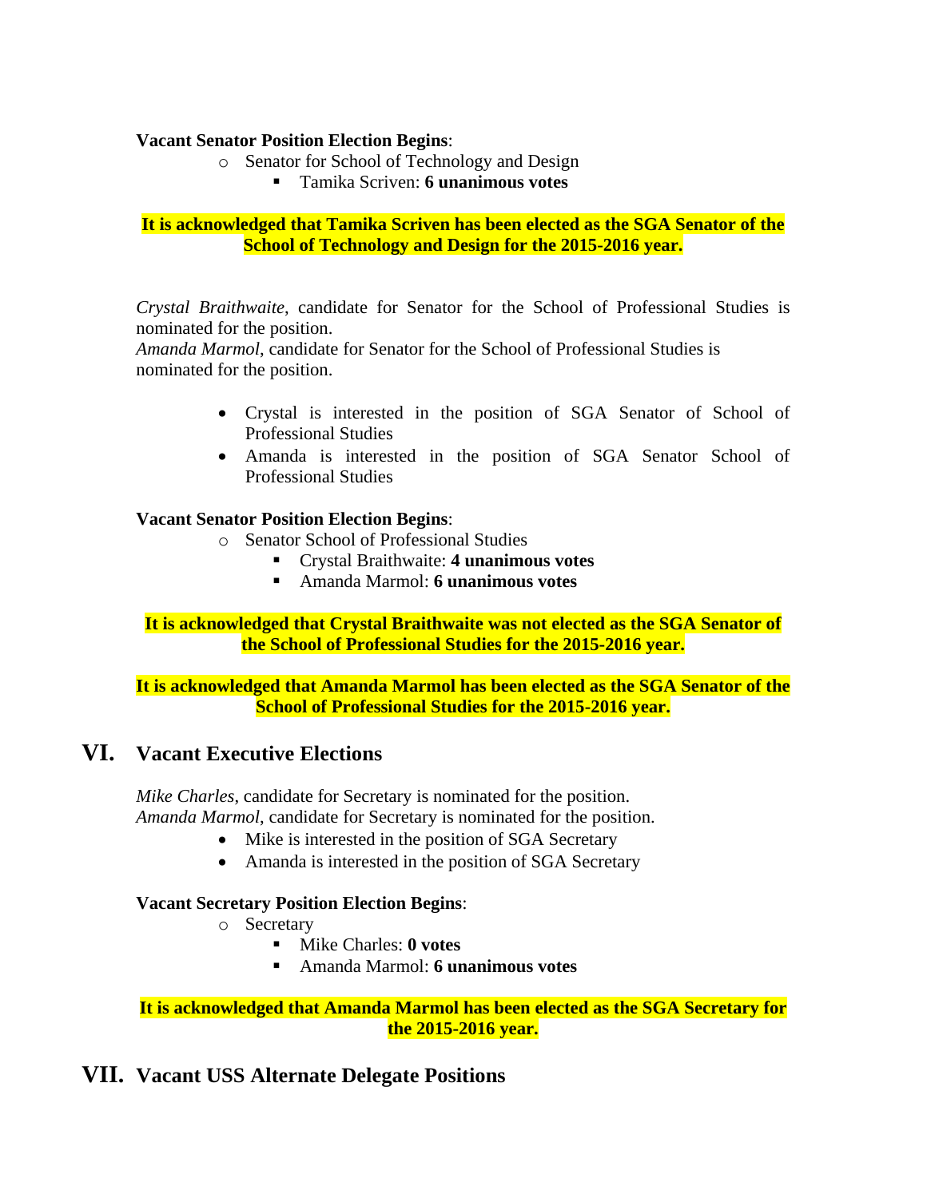**Vacant Senator Position Election Begins**:

- Senator for School of Technology and Design
  - Tamika Scriven: **6 unanimous votes**

**It is acknowledged that Tamika Scriven has been elected as the SGA Senator of the School of Technology and Design for the 2015-2016 year.**

*Crystal Braithwaite*, candidate for Senator for the School of Professional Studies is nominated for the position.
*Amanda Marmol*, candidate for Senator for the School of Professional Studies is nominated for the position.

- Crystal is interested in the position of SGA Senator of School of Professional Studies
- Amanda is interested in the position of SGA Senator School of Professional Studies

**Vacant Senator Position Election Begins**:

- Senator School of Professional Studies
  - Crystal Braithwaite: **4 unanimous votes**
  - Amanda Marmol: **6 unanimous votes**

**It is acknowledged that Crystal Braithwaite was not elected as the SGA Senator of the School of Professional Studies for the 2015-2016 year.**

**It is acknowledged that Amanda Marmol has been elected as the SGA Senator of the School of Professional Studies for the 2015-2016 year.**

## VI. Vacant Executive Elections

*Mike Charles*, candidate for Secretary is nominated for the position.
*Amanda Marmol*, candidate for Secretary is nominated for the position.

- Mike is interested in the position of SGA Secretary
- Amanda is interested in the position of SGA Secretary

**Vacant Secretary Position Election Begins**:

- Secretary
  - Mike Charles: **0 votes**
  - Amanda Marmol: **6 unanimous votes**

**It is acknowledged that Amanda Marmol has been elected as the SGA Secretary for the 2015-2016 year.**

## VII. Vacant USS Alternate Delegate Positions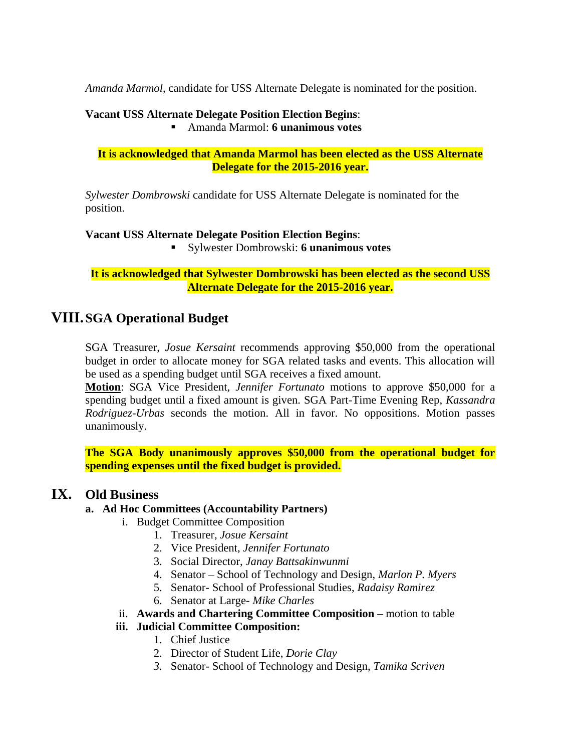*Amanda Marmol*, candidate for USS Alternate Delegate is nominated for the position.

**Vacant USS Alternate Delegate Position Election Begins**:

- Amanda Marmol: **6 unanimous votes**

**It is acknowledged that Amanda Marmol has been elected as the USS Alternate Delegate for the 2015-2016 year.**

*Sylwester Dombrowski* candidate for USS Alternate Delegate is nominated for the position.

**Vacant USS Alternate Delegate Position Election Begins**:

- Sylwester Dombrowski: **6 unanimous votes**

**It is acknowledged that Sylwester Dombrowski has been elected as the second USS Alternate Delegate for the 2015-2016 year.**

# VIII. SGA Operational Budget

SGA Treasurer, *Josue Kersaint* recommends approving $50,000 from the operational budget in order to allocate money for SGA related tasks and events. This allocation will be used as a spending budget until SGA receives a fixed amount.

**Motion**: SGA Vice President, *Jennifer Fortunato* motions to approve $50,000 for a spending budget until a fixed amount is given. SGA Part-Time Evening Rep, *Kassandra Rodriguez-Urbas* seconds the motion. All in favor. No oppositions. Motion passes unanimously.

**The SGA Body unanimously approves $50,000 from the operational budget for spending expenses until the fixed budget is provided.**

# IX. Old Business

**a. Ad Hoc Committees (Accountability Partners)**

- i. Budget Committee Composition
  1. Treasurer, *Josue Kersaint*
  2. Vice President, *Jennifer Fortunato*
  3. Social Director, *Janay Battsakinwunmi*
  4. Senator – School of Technology and Design, *Marlon P. Myers*
  5. Senator- School of Professional Studies, *Radaisy Ramirez*
  6. Senator at Large- *Mike Charles*
- ii. **Awards and Chartering Committee Composition –** motion to table
- **iii. Judicial Committee Composition:**
  1. Chief Justice
  2. Director of Student Life, *Dorie Clay*
  3. Senator- School of Technology and Design, *Tamika Scriven*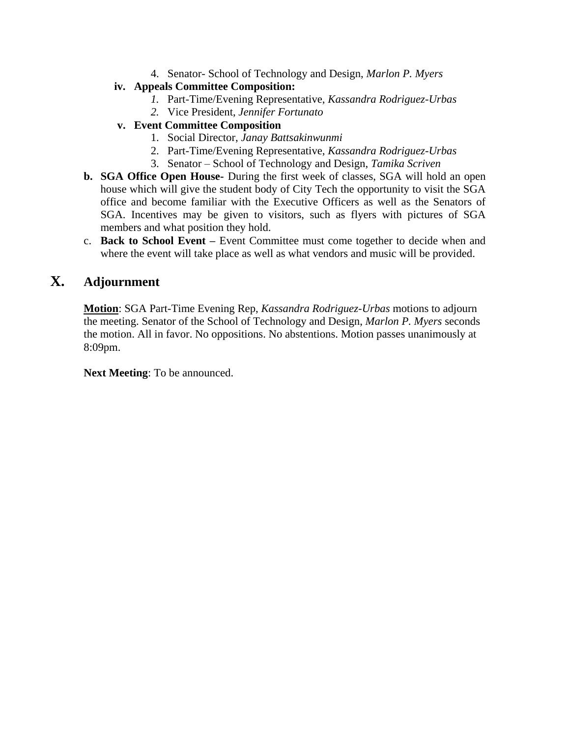4. Senator- School of Technology and Design, *Marlon P. Myers*

iv. **Appeals Committee Composition:**

1. Part-Time/Evening Representative, *Kassandra Rodriguez-Urbas*
2. Vice President, *Jennifer Fortunato*

v. **Event Committee Composition**

1. Social Director, *Janay Battsakinwunmi*
2. Part-Time/Evening Representative, *Kassandra Rodriguez-Urbas*
3. Senator – School of Technology and Design, *Tamika Scriven*

**b. SGA Office Open House-** During the first week of classes, SGA will hold an open house which will give the student body of City Tech the opportunity to visit the SGA office and become familiar with the Executive Officers as well as the Senators of SGA. Incentives may be given to visitors, such as flyers with pictures of SGA members and what position they hold.

c. **Back to School Event –** Event Committee must come together to decide when and where the event will take place as well as what vendors and music will be provided.

## X. Adjournment

**Motion**: SGA Part-Time Evening Rep, *Kassandra Rodriguez-Urbas* motions to adjourn the meeting. Senator of the School of Technology and Design, *Marlon P. Myers* seconds the motion. All in favor. No oppositions. No abstentions. Motion passes unanimously at 8:09pm.

**Next Meeting**: To be announced.